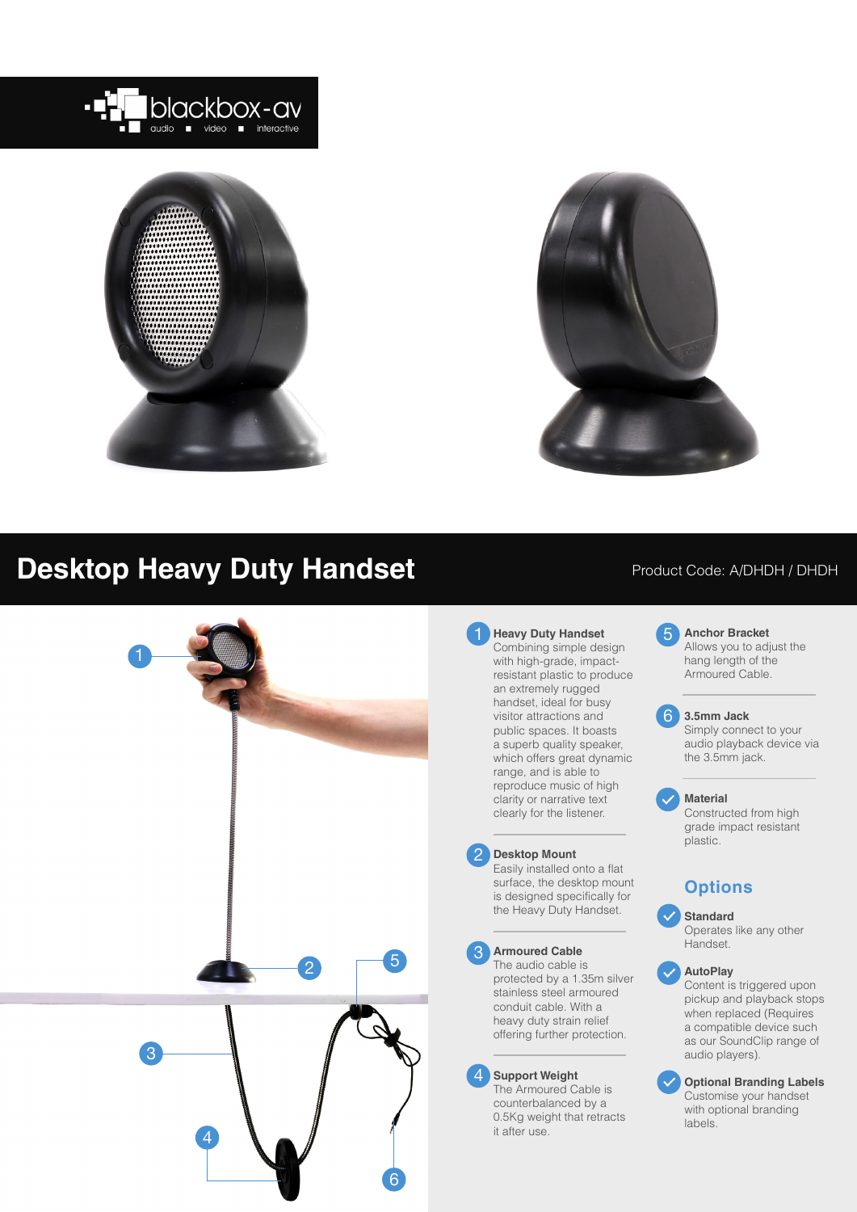# Desktop Heavy Duty Handset

Product Code: A/DHDH / DHDH

**1 Heavy Duty Handset**
Combining simple design with high-grade, impact-resistant plastic to produce an extremely rugged handset, ideal for busy visitor attractions and public spaces. It boasts a superb quality speaker, which offers great dynamic range, able to reproduce music of high clarity or narrative text clearly for the listener.

**2 Desktop Mount**
Easily installed onto a flat surface, the desktop mount is designed specifically for the Heavy Duty Handset.

**3 Armoured Cable**
The audio cable is protected by a 1.35m silver stainless steel armoured conduit cable. With a heavy duty strain relief offering further protection.

**4 Support Weight**
The Armoured Cable is counterbalanced by a 0.5Kg weight that retracts it after use.

**5 Anchor Bracket**
Allows you to adjust the hang length of the Armoured Cable.

**6 3.5mm Jack**
Simply connect to your audio playback device via the 3.5mm jack.

**Material**
Constructed from high grade impact resistant plastic.

## Options

**Standard**
Operates like any other Handset.

**AutoPlay**
Content is triggered upon pickup and playback stops when replaced (Requires a compatible device such as our SoundClip range of audio players).

**Optional Branding Labels**
Customise your handset with optional branding labels.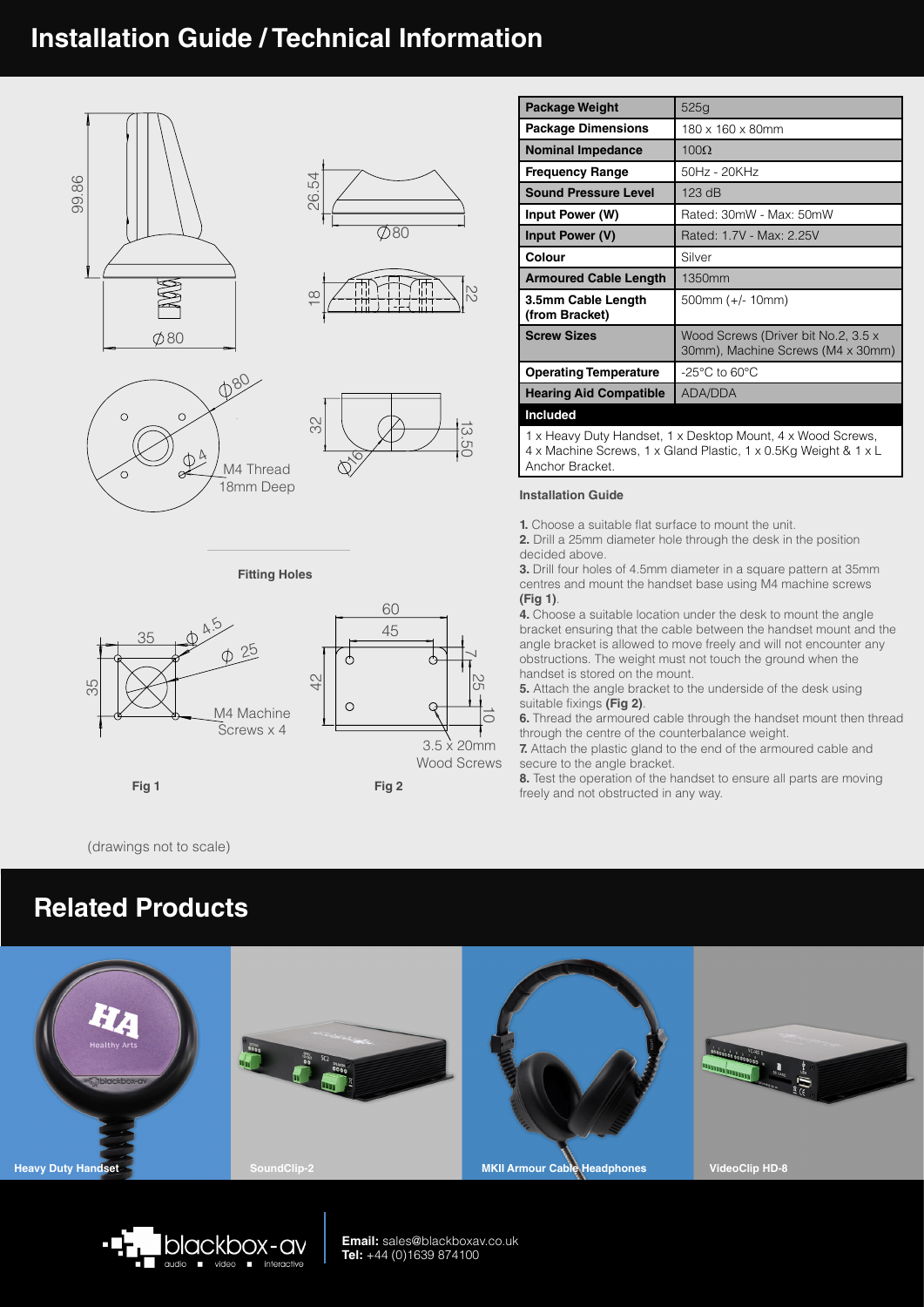# Installation Guide / Technical Information

99.86

26.54

⌀80

18

22

⌀80

⌀80

⌀4

M4 Thread
18mm Deep

32

⌀16

13.50

Fitting Holes

35

⌀ 4.5

⌀ 25

35

M4 Machine
Screws x 4

60

45

42

7

25

10

3.5 x 20mm
Wood Screws

Fig 1

Fig 2

(drawings not to scale)

| | |
|---|---|
| **Package Weight** | 525g |
| **Package Dimensions** | 180 x 160 x 80mm |
| **Nominal Impedance** | 100Ω |
| **Frequency Range** | 50Hz - 20KHz |
| **Sound Pressure Level** | 123 dB |
| **Input Power (W)** | Rated: 30mW - Max: 50mW |
| **Input Power (V)** | Rated: 1.7V - Max: 2.25V |
| **Colour** | Silver |
| **Armoured Cable Length** | 1350mm |
| **3.5mm Cable Length (from Bracket)** | 500mm (+/- 10mm) |
| **Screw Sizes** | Wood Screws (Driver bit No.2, 3.5 x 30mm), Machine Screws (M4 x 30mm) |
| **Operating Temperature** | -25°C to 60°C |
| **Hearing Aid Compatible** | ADA/DDA |
| **Included** | |
| 1 x Heavy Duty Handset, 1 x Desktop Mount, 4 x Wood Screws, 4 x Machine Screws, 1 x Gland Plastic, 1 x 0.5Kg Weight & 1 x L Anchor Bracket. | |

**Installation Guide**

**1.** Choose a suitable flat surface to mount the unit.
**2.** Drill a 25mm diameter hole through the desk in the position decided above.
**3.** Drill four holes of 4.5mm diameter in a square pattern at 35mm centres and mount the handset base using M4 machine screws **(Fig 1)**.
**4.** Choose a suitable location under the desk to mount the angle bracket ensuring that the cable between the handset mount and the angle bracket is allowed to move freely and will not encounter any obstructions. The weight must not touch the ground when the handset is stored on the mount.
**5.** Attach the angle bracket to the underside of the desk using suitable fixings **(Fig 2)**.
**6.** Thread the armoured cable through the handset mount then thread through the centre of the counterbalance weight.
**7.** Attach the plastic gland to the end of the armoured cable and secure to the angle bracket.
**8.** Test the operation of the handset to ensure all parts are moving freely and not obstructed in any way.

## Related Products

Heavy Duty Handset

SoundClip-2

MKII Armour Cable Headphones

VideoClip HD-8

blackbox-av
audio ■ video ■ interactive

**Email:** sales@blackboxav.co.uk
**Tel:** +44 (0)1639 874100